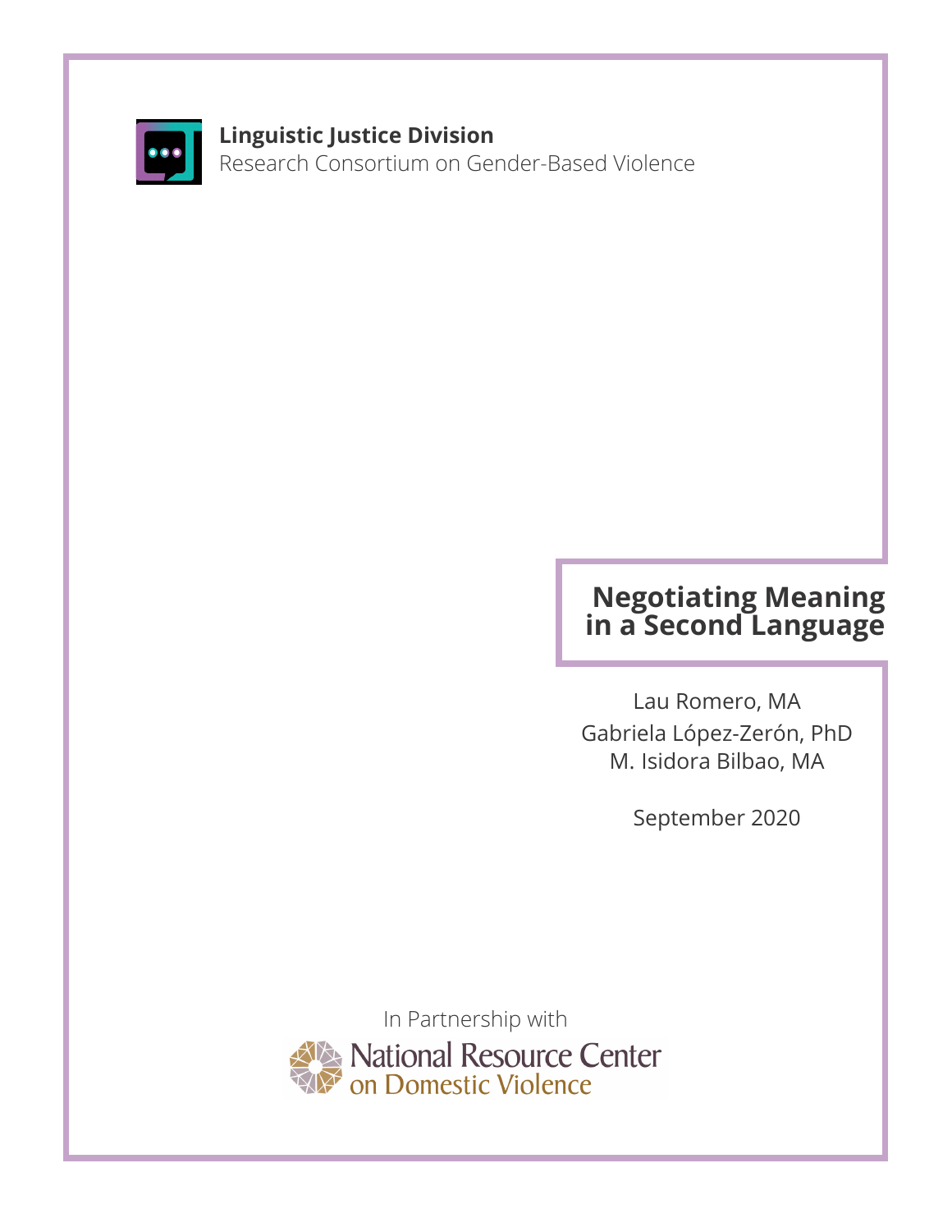**Linguistic Justice Division**
Research Consortium on Gender-Based Violence

# Negotiating Meaning in a Second Language

Lau Romero, MA
Gabriela López-Zerón, PhD
M. Isidora Bilbao, MA

September 2020

In Partnership with
National Resource Center on Domestic Violence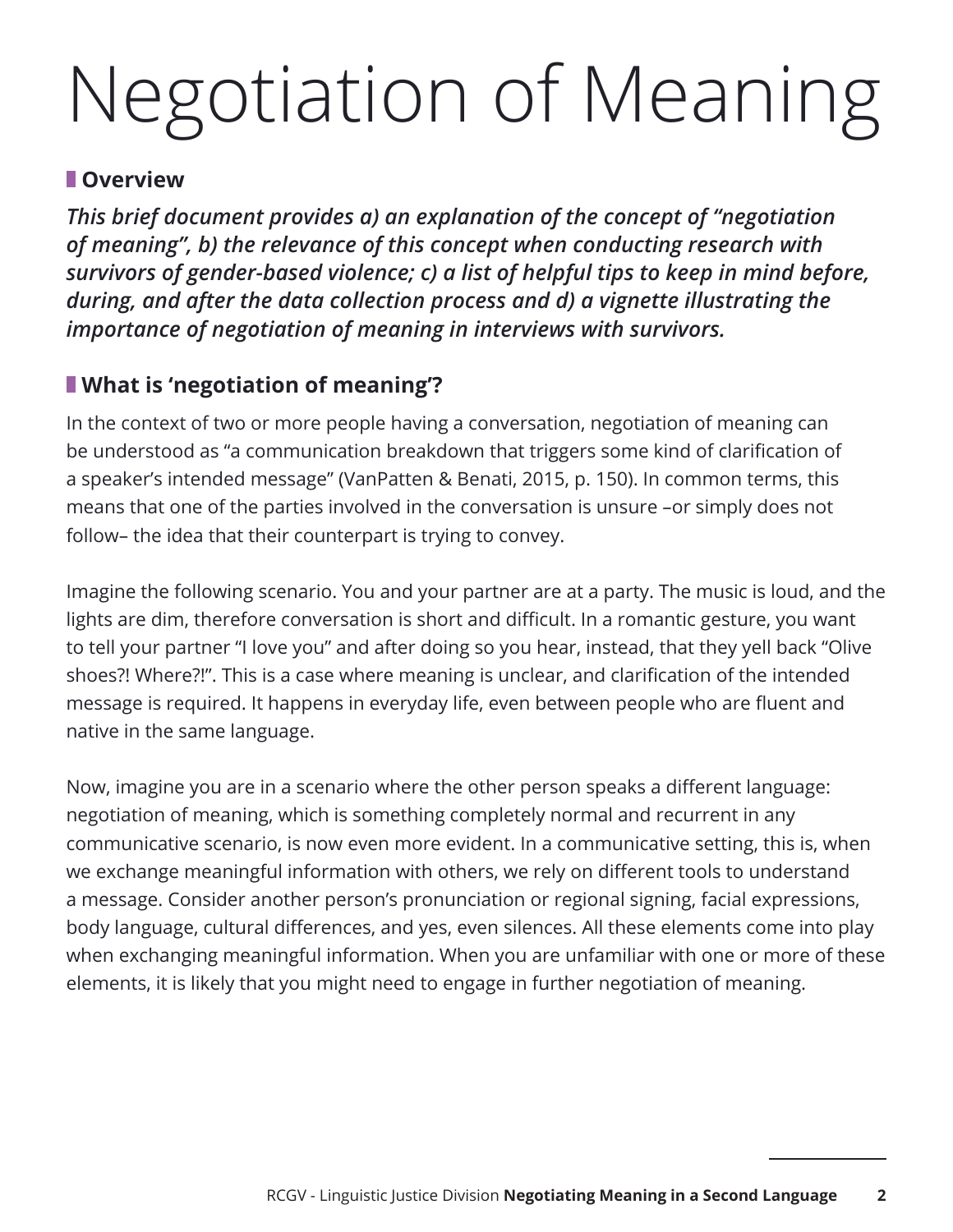# Negotiation of Meaning

## Overview

***This brief document provides a) an explanation of the concept of "negotiation of meaning", b) the relevance of this concept when conducting research with survivors of gender-based violence; c) a list of helpful tips to keep in mind before, during, and after the data collection process and d) a vignette illustrating the importance of negotiation of meaning in interviews with survivors.***

## What is 'negotiation of meaning'?

In the context of two or more people having a conversation, negotiation of meaning can be understood as "a communication breakdown that triggers some kind of clarification of a speaker's intended message" (VanPatten & Benati, 2015, p. 150). In common terms, this means that one of the parties involved in the conversation is unsure –or simply does not follow– the idea that their counterpart is trying to convey.

Imagine the following scenario. You and your partner are at a party. The music is loud, and the lights are dim, therefore conversation is short and difficult. In a romantic gesture, you want to tell your partner "I love you" and after doing so you hear, instead, that they yell back "Olive shoes?! Where?!". This is a case where meaning is unclear, and clarification of the intended message is required. It happens in everyday life, even between people who are fluent and native in the same language.

Now, imagine you are in a scenario where the other person speaks a different language: negotiation of meaning, which is something completely normal and recurrent in any communicative scenario, is now even more evident. In a communicative setting, this is, when we exchange meaningful information with others, we rely on different tools to understand a message. Consider another person's pronunciation or regional signing, facial expressions, body language, cultural differences, and yes, even silences. All these elements come into play when exchanging meaningful information. When you are unfamiliar with one or more of these elements, it is likely that you might need to engage in further negotiation of meaning.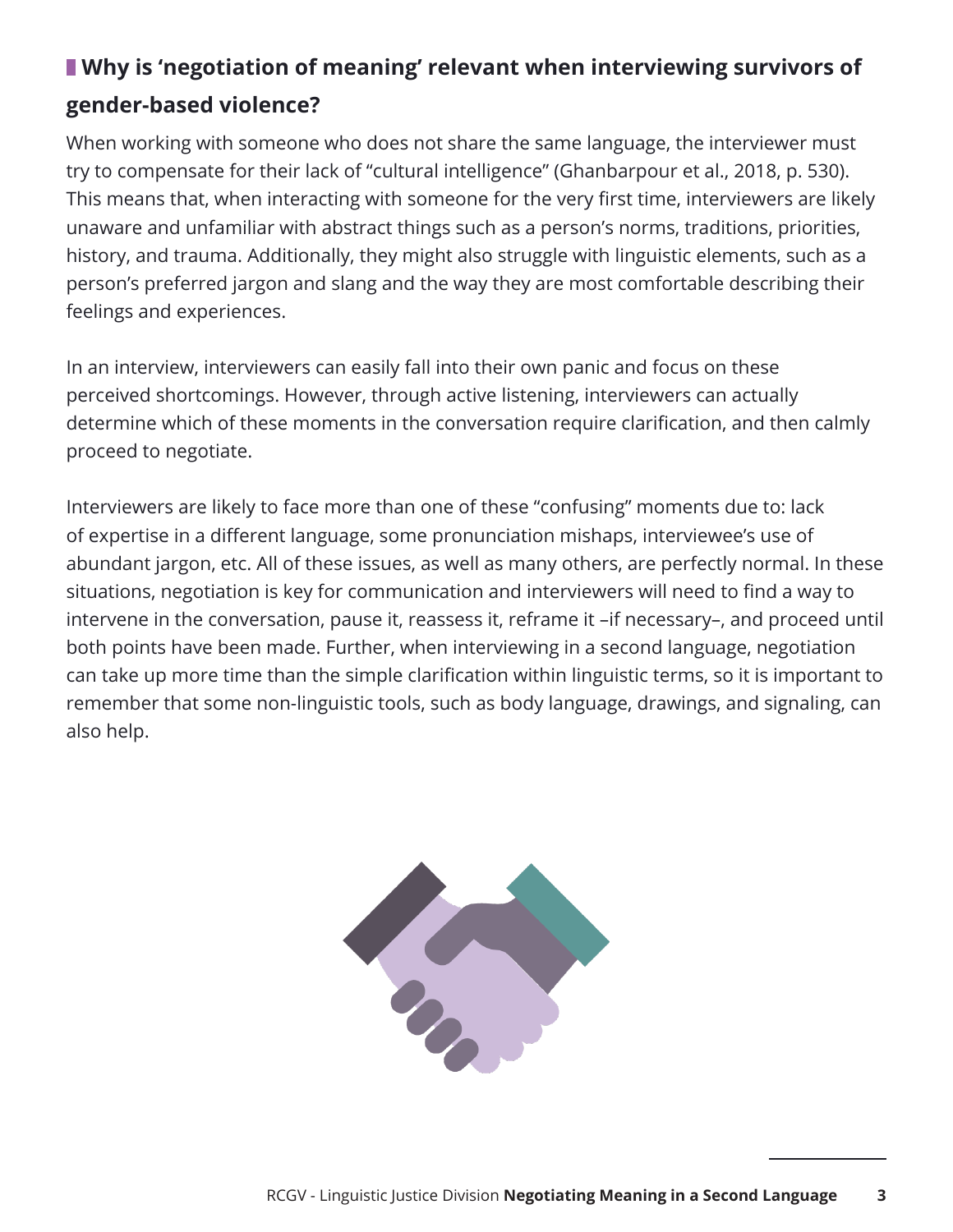## Why is ‘negotiation of meaning’ relevant when interviewing survivors of gender-based violence?

When working with someone who does not share the same language, the interviewer must try to compensate for their lack of “cultural intelligence” (Ghanbarpour et al., 2018, p. 530). This means that, when interacting with someone for the very first time, interviewers are likely unaware and unfamiliar with abstract things such as a person’s norms, traditions, priorities, history, and trauma. Additionally, they might also struggle with linguistic elements, such as a person’s preferred jargon and slang and the way they are most comfortable describing their feelings and experiences.

In an interview, interviewers can easily fall into their own panic and focus on these perceived shortcomings. However, through active listening, interviewers can actually determine which of these moments in the conversation require clarification, and then calmly proceed to negotiate.

Interviewers are likely to face more than one of these “confusing” moments due to: lack of expertise in a different language, some pronunciation mishaps, interviewee’s use of abundant jargon, etc. All of these issues, as well as many others, are perfectly normal. In these situations, negotiation is key for communication and interviewers will need to find a way to intervene in the conversation, pause it, reassess it, reframe it –if necessary–, and proceed until both points have been made. Further, when interviewing in a second language, negotiation can take up more time than the simple clarification within linguistic terms, so it is important to remember that some non-linguistic tools, such as body language, drawings, and signaling, can also help.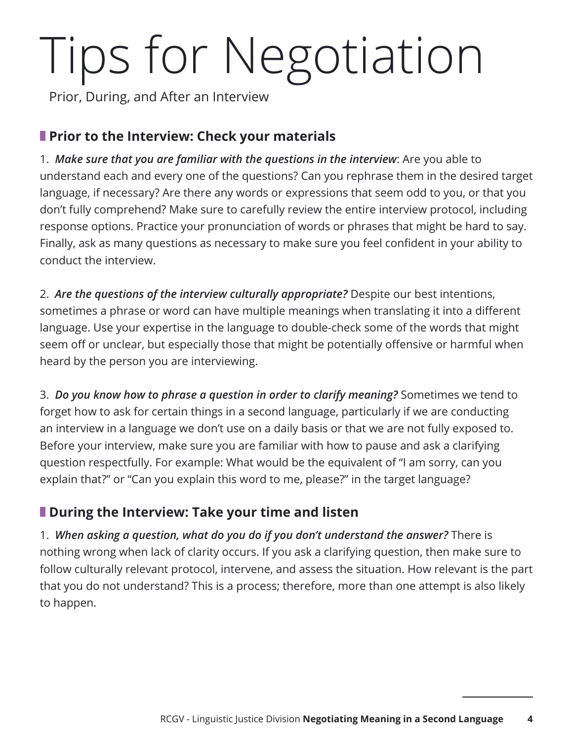# Tips for Negotiation

Prior, During, and After an Interview

## Prior to the Interview: Check your materials

1. ***Make sure that you are familiar with the questions in the interview***: Are you able to understand each and every one of the questions? Can you rephrase them in the desired target language, if necessary? Are there any words or expressions that seem odd to you, or that you don't fully comprehend? Make sure to carefully review the entire interview protocol, including response options. Practice your pronunciation of words or phrases that might be hard to say. Finally, ask as many questions as necessary to make sure you feel confident in your ability to conduct the interview.

2. ***Are the questions of the interview culturally appropriate?*** Despite our best intentions, sometimes a phrase or word can have multiple meanings when translating it into a different language. Use your expertise in the language to double-check some of the words that might seem off or unclear, but especially those that might be potentially offensive or harmful when heard by the person you are interviewing.

3. ***Do you know how to phrase a question in order to clarify meaning?*** Sometimes we tend to forget how to ask for certain things in a second language, particularly if we are conducting an interview in a language we don't use on a daily basis or that we are not fully exposed to. Before your interview, make sure you are familiar with how to pause and ask a clarifying question respectfully. For example: What would be the equivalent of "I am sorry, can you explain that?" or "Can you explain this word to me, please?" in the target language?

## During the Interview: Take your time and listen

1. ***When asking a question, what do you do if you don't understand the answer?*** There is nothing wrong when lack of clarity occurs. If you ask a clarifying question, then make sure to follow culturally relevant protocol, intervene, and assess the situation. How relevant is the part that you do not understand? This is a process; therefore, more than one attempt is also likely to happen.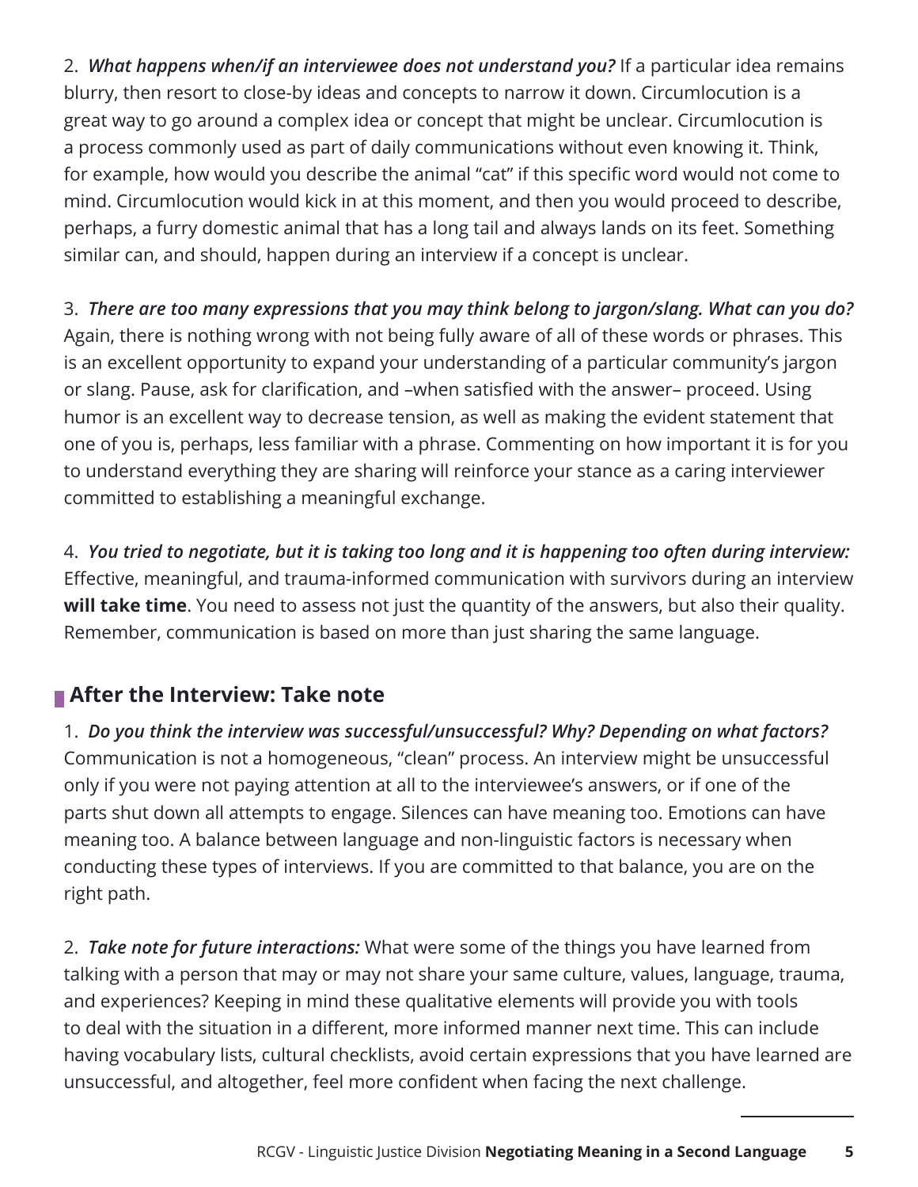2. ***What happens when/if an interviewee does not understand you?*** If a particular idea remains blurry, then resort to close-by ideas and concepts to narrow it down. Circumlocution is a great way to go around a complex idea or concept that might be unclear. Circumlocution is a process commonly used as part of daily communications without even knowing it. Think, for example, how would you describe the animal "cat" if this specific word would not come to mind. Circumlocution would kick in at this moment, and then you would proceed to describe, perhaps, a furry domestic animal that has a long tail and always lands on its feet. Something similar can, and should, happen during an interview if a concept is unclear.

3. ***There are too many expressions that you may think belong to jargon/slang. What can you do?*** Again, there is nothing wrong with not being fully aware of all of these words or phrases. This is an excellent opportunity to expand your understanding of a particular community's jargon or slang. Pause, ask for clarification, and –when satisfied with the answer– proceed. Using humor is an excellent way to decrease tension, as well as making the evident statement that one of you is, perhaps, less familiar with a phrase. Commenting on how important it is for you to understand everything they are sharing will reinforce your stance as a caring interviewer committed to establishing a meaningful exchange.

4. ***You tried to negotiate, but it is taking too long and it is happening too often during interview:*** Effective, meaningful, and trauma-informed communication with survivors during an interview **will take time**. You need to assess not just the quantity of the answers, but also their quality. Remember, communication is based on more than just sharing the same language.

## After the Interview: Take note

1. ***Do you think the interview was successful/unsuccessful? Why? Depending on what factors?*** Communication is not a homogeneous, "clean" process. An interview might be unsuccessful only if you were not paying attention at all to the interviewee's answers, or if one of the parts shut down all attempts to engage. Silences can have meaning too. Emotions can have meaning too. A balance between language and non-linguistic factors is necessary when conducting these types of interviews. If you are committed to that balance, you are on the right path.

2. ***Take note for future interactions:*** What were some of the things you have learned from talking with a person that may or may not share your same culture, values, language, trauma, and experiences? Keeping in mind these qualitative elements will provide you with tools to deal with the situation in a different, more informed manner next time. This can include having vocabulary lists, cultural checklists, avoid certain expressions that you have learned are unsuccessful, and altogether, feel more confident when facing the next challenge.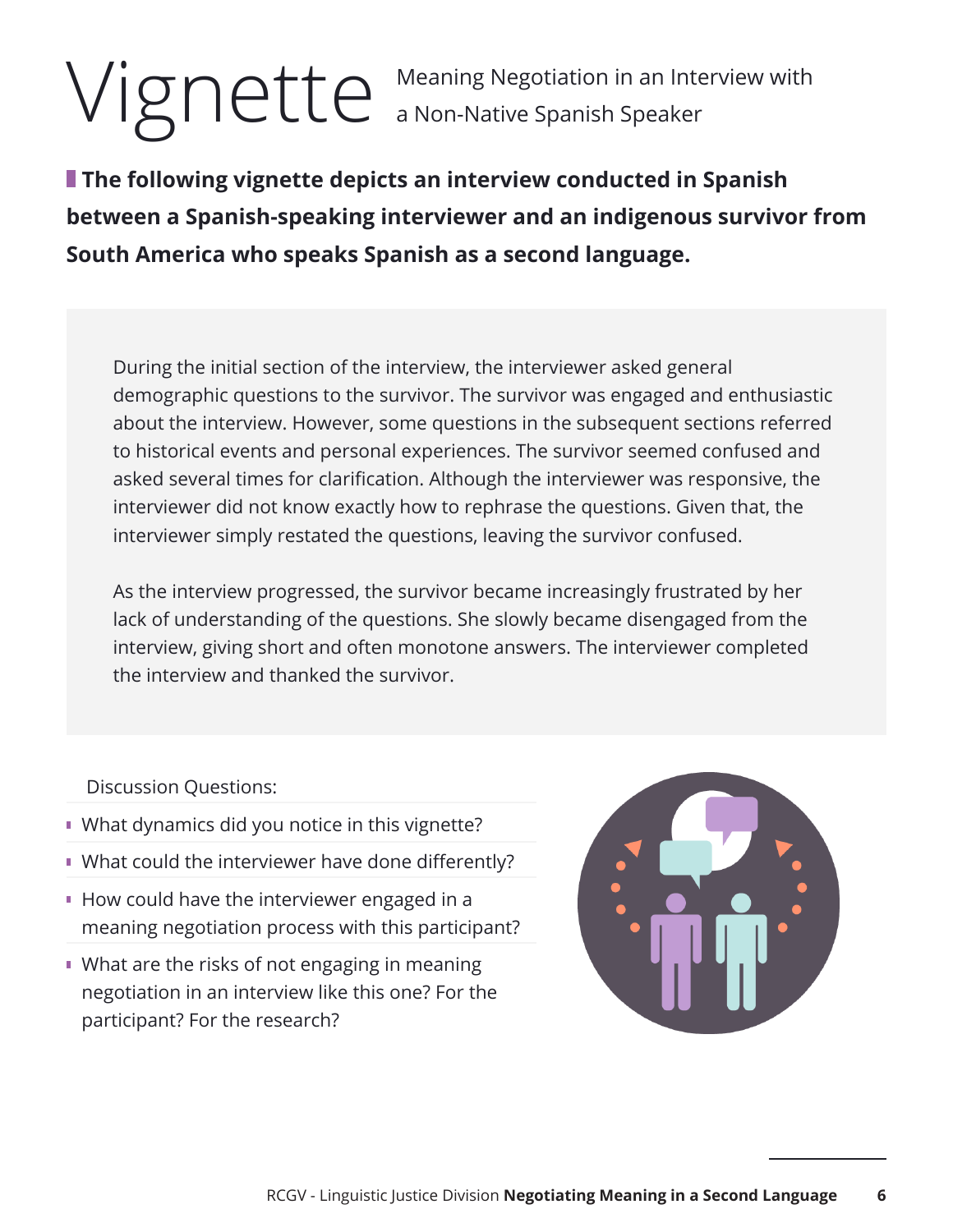# Vignette

Meaning Negotiation in an Interview with a Non-Native Spanish Speaker

**The following vignette depicts an interview conducted in Spanish between a Spanish-speaking interviewer and an indigenous survivor from South America who speaks Spanish as a second language.**

During the initial section of the interview, the interviewer asked general demographic questions to the survivor. The survivor was engaged and enthusiastic about the interview. However, some questions in the subsequent sections referred to historical events and personal experiences. The survivor seemed confused and asked several times for clarification. Although the interviewer was responsive, the interviewer did not know exactly how to rephrase the questions. Given that, the interviewer simply restated the questions, leaving the survivor confused.

As the interview progressed, the survivor became increasingly frustrated by her lack of understanding of the questions. She slowly became disengaged from the interview, giving short and often monotone answers. The interviewer completed the interview and thanked the survivor.

Discussion Questions:

- What dynamics did you notice in this vignette?
- What could the interviewer have done differently?
- How could have the interviewer engaged in a meaning negotiation process with this participant?
- What are the risks of not engaging in meaning negotiation in an interview like this one? For the participant? For the research?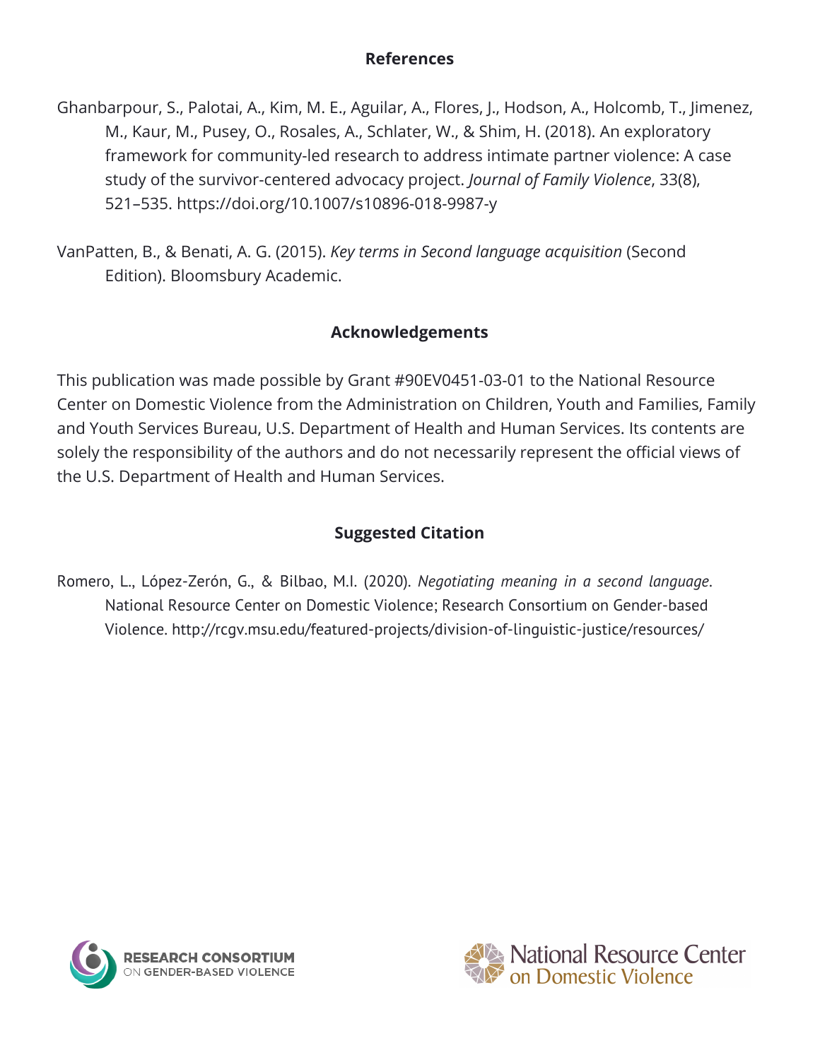## References

Ghanbarpour, S., Palotai, A., Kim, M. E., Aguilar, A., Flores, J., Hodson, A., Holcomb, T., Jimenez, M., Kaur, M., Pusey, O., Rosales, A., Schlater, W., & Shim, H. (2018). An exploratory framework for community-led research to address intimate partner violence: A case study of the survivor-centered advocacy project. *Journal of Family Violence*, 33(8), 521–535. https://doi.org/10.1007/s10896-018-9987-y

VanPatten, B., & Benati, A. G. (2015). *Key terms in Second language acquisition* (Second Edition). Bloomsbury Academic.

## Acknowledgements

This publication was made possible by Grant #90EV0451-03-01 to the National Resource Center on Domestic Violence from the Administration on Children, Youth and Families, Family and Youth Services Bureau, U.S. Department of Health and Human Services. Its contents are solely the responsibility of the authors and do not necessarily represent the official views of the U.S. Department of Health and Human Services.

## Suggested Citation

Romero, L., López-Zerón, G., & Bilbao, M.I. (2020). *Negotiating meaning in a second language*. National Resource Center on Domestic Violence; Research Consortium on Gender-based Violence. http://rcgv.msu.edu/featured-projects/division-of-linguistic-justice/resources/

RESEARCH CONSORTIUM ON GENDER-BASED VIOLENCE

National Resource Center on Domestic Violence